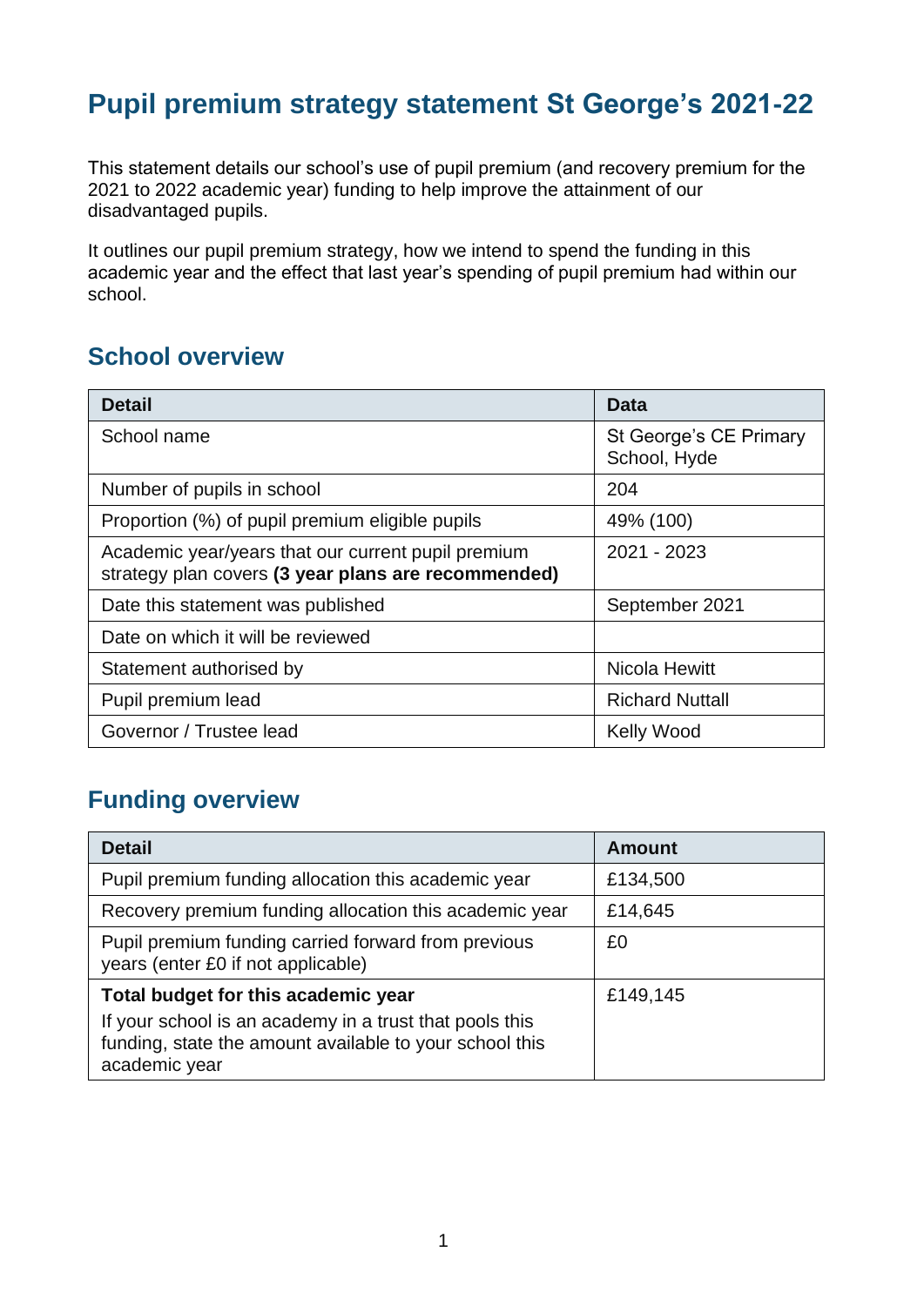# Pupil premium strategy statement St George's 2021-22

This statement details our school's use of pupil premium (and recovery premium for the 2021 to 2022 academic year) funding to help improve the attainment of our disadvantaged pupils.

It outlines our pupil premium strategy, how we intend to spend the funding in this academic year and the effect that last year's spending of pupil premium had within our school.

## School overview

| Detail | Data |
|---|---|
| School name | St George's CE Primary School, Hyde |
| Number of pupils in school | 204 |
| Proportion (%) of pupil premium eligible pupils | 49% (100) |
| Academic year/years that our current pupil premium strategy plan covers **(3 year plans are recommended)** | 2021 - 2023 |
| Date this statement was published | September 2021 |
| Date on which it will be reviewed | |
| Statement authorised by | Nicola Hewitt |
| Pupil premium lead | Richard Nuttall |
| Governor / Trustee lead | Kelly Wood |

## Funding overview

| Detail | Amount |
|---|---|
| Pupil premium funding allocation this academic year | £134,500 |
| Recovery premium funding allocation this academic year | £14,645 |
| Pupil premium funding carried forward from previous years (enter £0 if not applicable) | £0 |
| **Total budget for this academic year**<br>If your school is an academy in a trust that pools this funding, state the amount available to your school this academic year | £149,145 |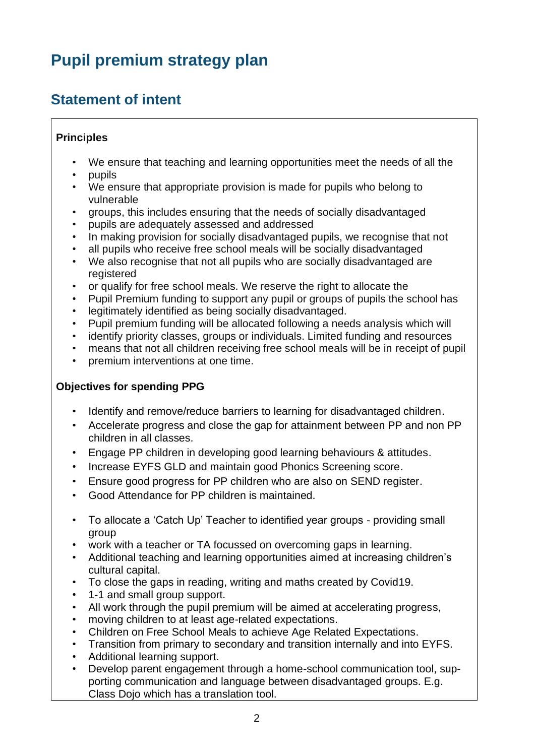# Pupil premium strategy plan

## Statement of intent

**Principles**

- We ensure that teaching and learning opportunities meet the needs of all the
- pupils
- We ensure that appropriate provision is made for pupils who belong to vulnerable
- groups, this includes ensuring that the needs of socially disadvantaged
- pupils are adequately assessed and addressed
- In making provision for socially disadvantaged pupils, we recognise that not
- all pupils who receive free school meals will be socially disadvantaged
- We also recognise that not all pupils who are socially disadvantaged are registered
- or qualify for free school meals. We reserve the right to allocate the
- Pupil Premium funding to support any pupil or groups of pupils the school has
- legitimately identified as being socially disadvantaged.
- Pupil premium funding will be allocated following a needs analysis which will
- identify priority classes, groups or individuals. Limited funding and resources
- means that not all children receiving free school meals will be in receipt of pupil
- premium interventions at one time.

**Objectives for spending PPG**

- Identify and remove/reduce barriers to learning for disadvantaged children.
- Accelerate progress and close the gap for attainment between PP and non PP children in all classes.
- Engage PP children in developing good learning behaviours & attitudes.
- Increase EYFS GLD and maintain good Phonics Screening score.
- Ensure good progress for PP children who are also on SEND register.
- Good Attendance for PP children is maintained.

- To allocate a 'Catch Up' Teacher to identified year groups - providing small group
- work with a teacher or TA focussed on overcoming gaps in learning.
- Additional teaching and learning opportunities aimed at increasing children's cultural capital.
- To close the gaps in reading, writing and maths created by Covid19.
- 1-1 and small group support.
- All work through the pupil premium will be aimed at accelerating progress,
- moving children to at least age-related expectations.
- Children on Free School Meals to achieve Age Related Expectations.
- Transition from primary to secondary and transition internally and into EYFS.
- Additional learning support.
- Develop parent engagement through a home-school communication tool, supporting communication and language between disadvantaged groups. E.g. Class Dojo which has a translation tool.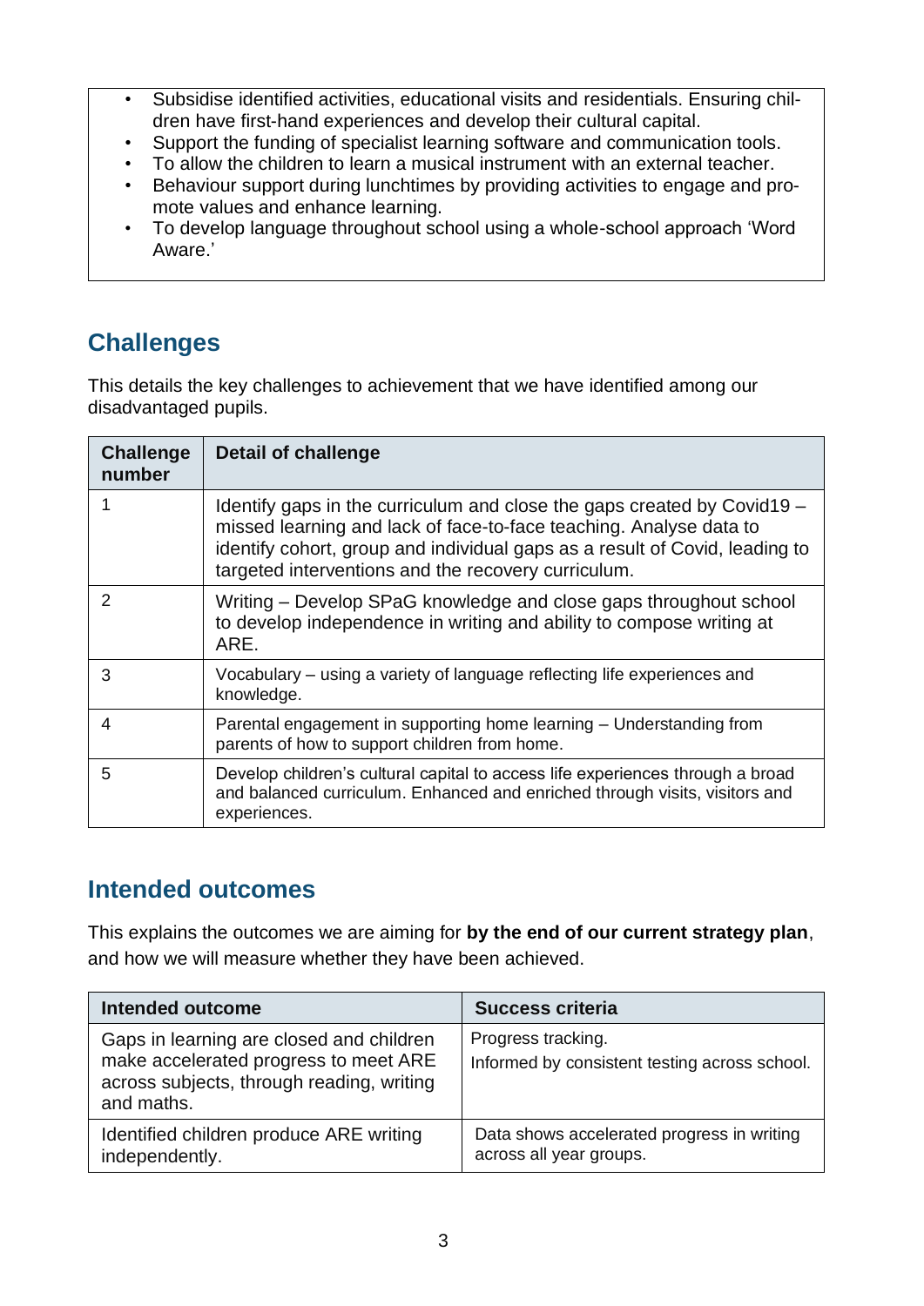- Subsidise identified activities, educational visits and residentials. Ensuring children have first-hand experiences and develop their cultural capital.
- Support the funding of specialist learning software and communication tools.
- To allow the children to learn a musical instrument with an external teacher.
- Behaviour support during lunchtimes by providing activities to engage and promote values and enhance learning.
- To develop language throughout school using a whole-school approach 'Word Aware.'

## Challenges

This details the key challenges to achievement that we have identified among our disadvantaged pupils.

| Challenge number | Detail of challenge |
|---|---|
| 1 | Identify gaps in the curriculum and close the gaps created by Covid19 – missed learning and lack of face-to-face teaching. Analyse data to identify cohort, group and individual gaps as a result of Covid, leading to targeted interventions and the recovery curriculum. |
| 2 | Writing – Develop SPaG knowledge and close gaps throughout school to develop independence in writing and ability to compose writing at ARE. |
| 3 | Vocabulary – using a variety of language reflecting life experiences and knowledge. |
| 4 | Parental engagement in supporting home learning – Understanding from parents of how to support children from home. |
| 5 | Develop children's cultural capital to access life experiences through a broad and balanced curriculum. Enhanced and enriched through visits, visitors and experiences. |

## Intended outcomes

This explains the outcomes we are aiming for **by the end of our current strategy plan**, and how we will measure whether they have been achieved.

| Intended outcome | Success criteria |
|---|---|
| Gaps in learning are closed and children make accelerated progress to meet ARE across subjects, through reading, writing and maths. | Progress tracking.<br>Informed by consistent testing across school. |
| Identified children produce ARE writing independently. | Data shows accelerated progress in writing across all year groups. |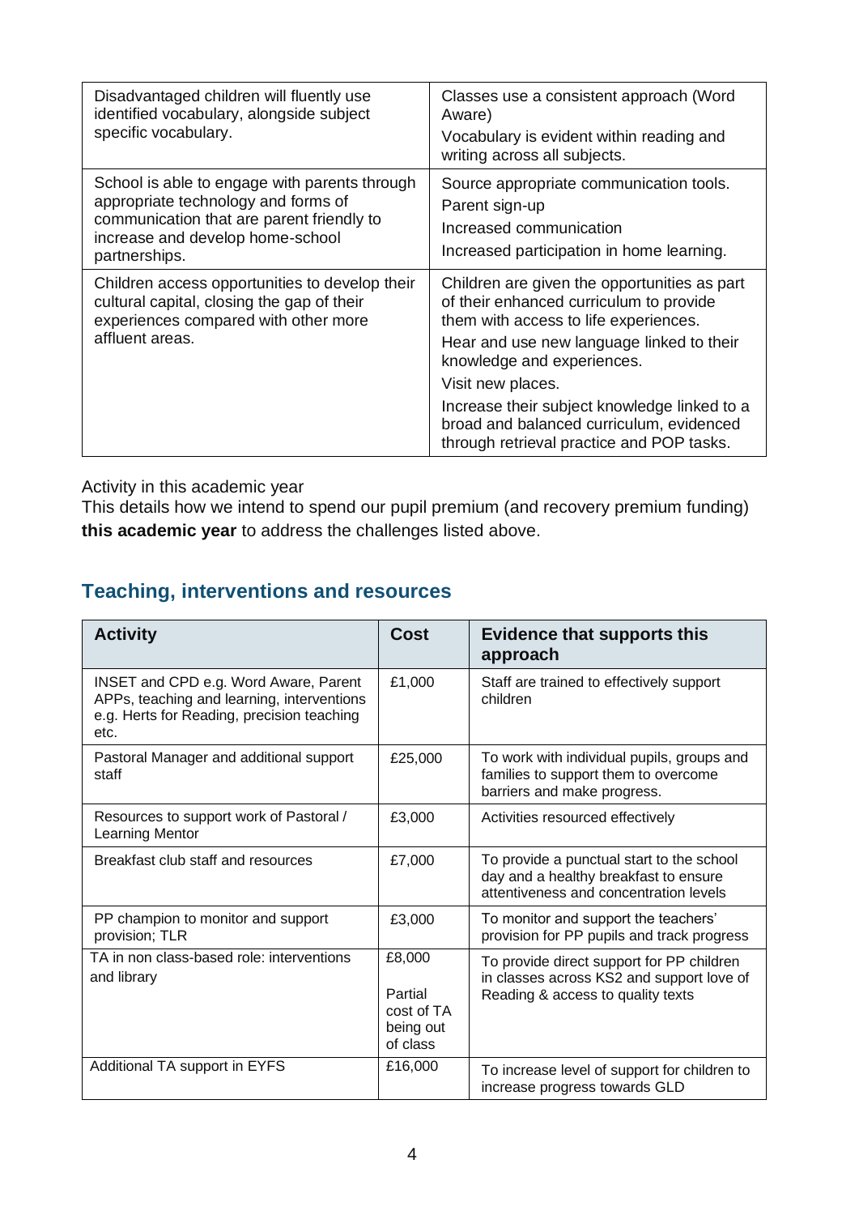| | |
|---|---|
| Disadvantaged children will fluently use identified vocabulary, alongside subject specific vocabulary. | Classes use a consistent approach (Word Aware)<br>Vocabulary is evident within reading and writing across all subjects. |
| School is able to engage with parents through appropriate technology and forms of communication that are parent friendly to increase and develop home-school partnerships. | Source appropriate communication tools.<br>Parent sign-up<br>Increased communication<br>Increased participation in home learning. |
| Children access opportunities to develop their cultural capital, closing the gap of their experiences compared with other more affluent areas. | Children are given the opportunities as part of their enhanced curriculum to provide them with access to life experiences.<br>Hear and use new language linked to their knowledge and experiences.<br>Visit new places.<br>Increase their subject knowledge linked to a broad and balanced curriculum, evidenced through retrieval practice and POP tasks. |

Activity in this academic year

This details how we intend to spend our pupil premium (and recovery premium funding) **this academic year** to address the challenges listed above.

## Teaching, interventions and resources

| Activity | Cost | Evidence that supports this approach |
|---|---|---|
| INSET and CPD e.g. Word Aware, Parent APPs, teaching and learning, interventions e.g. Herts for Reading, precision teaching etc. | £1,000 | Staff are trained to effectively support children |
| Pastoral Manager and additional support staff | £25,000 | To work with individual pupils, groups and families to support them to overcome barriers and make progress. |
| Resources to support work of Pastoral / Learning Mentor | £3,000 | Activities resourced effectively |
| Breakfast club staff and resources | £7,000 | To provide a punctual start to the school day and a healthy breakfast to ensure attentiveness and concentration levels |
| PP champion to monitor and support provision; TLR | £3,000 | To monitor and support the teachers' provision for PP pupils and track progress |
| TA in non class-based role: interventions and library | £8,000<br>Partial cost of TA being out of class | To provide direct support for PP children in classes across KS2 and support love of Reading & access to quality texts |
| Additional TA support in EYFS | £16,000 | To increase level of support for children to increase progress towards GLD |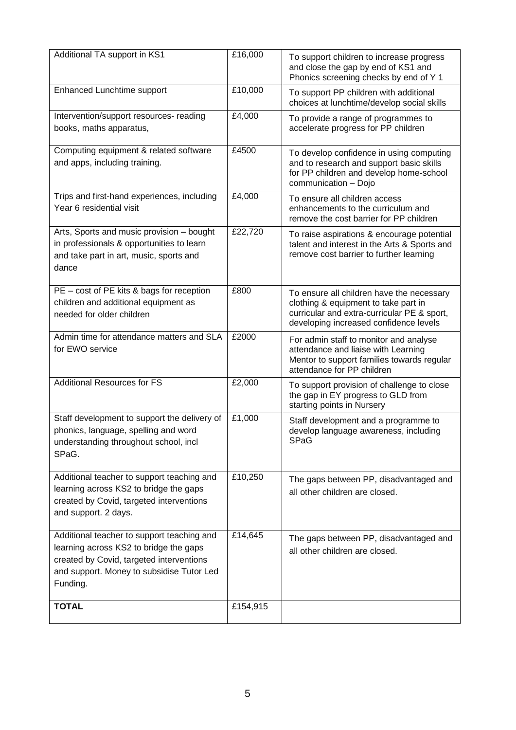| Additional TA support in KS1 | £16,000 | To support children to increase progress and close the gap by end of KS1 and Phonics screening checks by end of Y 1 |
|---|---|---|
| Enhanced Lunchtime support | £10,000 | To support PP children with additional choices at lunchtime/develop social skills |
| Intervention/support resources- reading books, maths apparatus, | £4,000 | To provide a range of programmes to accelerate progress for PP children |
| Computing equipment & related software and apps, including training. | £4500 | To develop confidence in using computing and to research and support basic skills for PP children and develop home-school communication – Dojo |
| Trips and first-hand experiences, including Year 6 residential visit | £4,000 | To ensure all children access enhancements to the curriculum and remove the cost barrier for PP children |
| Arts, Sports and music provision – bought in professionals & opportunities to learn and take part in art, music, sports and dance | £22,720 | To raise aspirations & encourage potential talent and interest in the Arts & Sports and remove cost barrier to further learning |
| PE – cost of PE kits & bags for reception children and additional equipment as needed for older children | £800 | To ensure all children have the necessary clothing & equipment to take part in curricular and extra-curricular PE & sport, developing increased confidence levels |
| Admin time for attendance matters and SLA for EWO service | £2000 | For admin staff to monitor and analyse attendance and liaise with Learning Mentor to support families towards regular attendance for PP children |
| Additional Resources for FS | £2,000 | To support provision of challenge to close the gap in EY progress to GLD from starting points in Nursery |
| Staff development to support the delivery of phonics, language, spelling and word understanding throughout school, incl SPaG. | £1,000 | Staff development and a programme to develop language awareness, including SPaG |
| Additional teacher to support teaching and learning across KS2 to bridge the gaps created by Covid, targeted interventions and support. 2 days. | £10,250 | The gaps between PP, disadvantaged and all other children are closed. |
| Additional teacher to support teaching and learning across KS2 to bridge the gaps created by Covid, targeted interventions and support. Money to subsidise Tutor Led Funding. | £14,645 | The gaps between PP, disadvantaged and all other children are closed. |
| **TOTAL** | £154,915 | |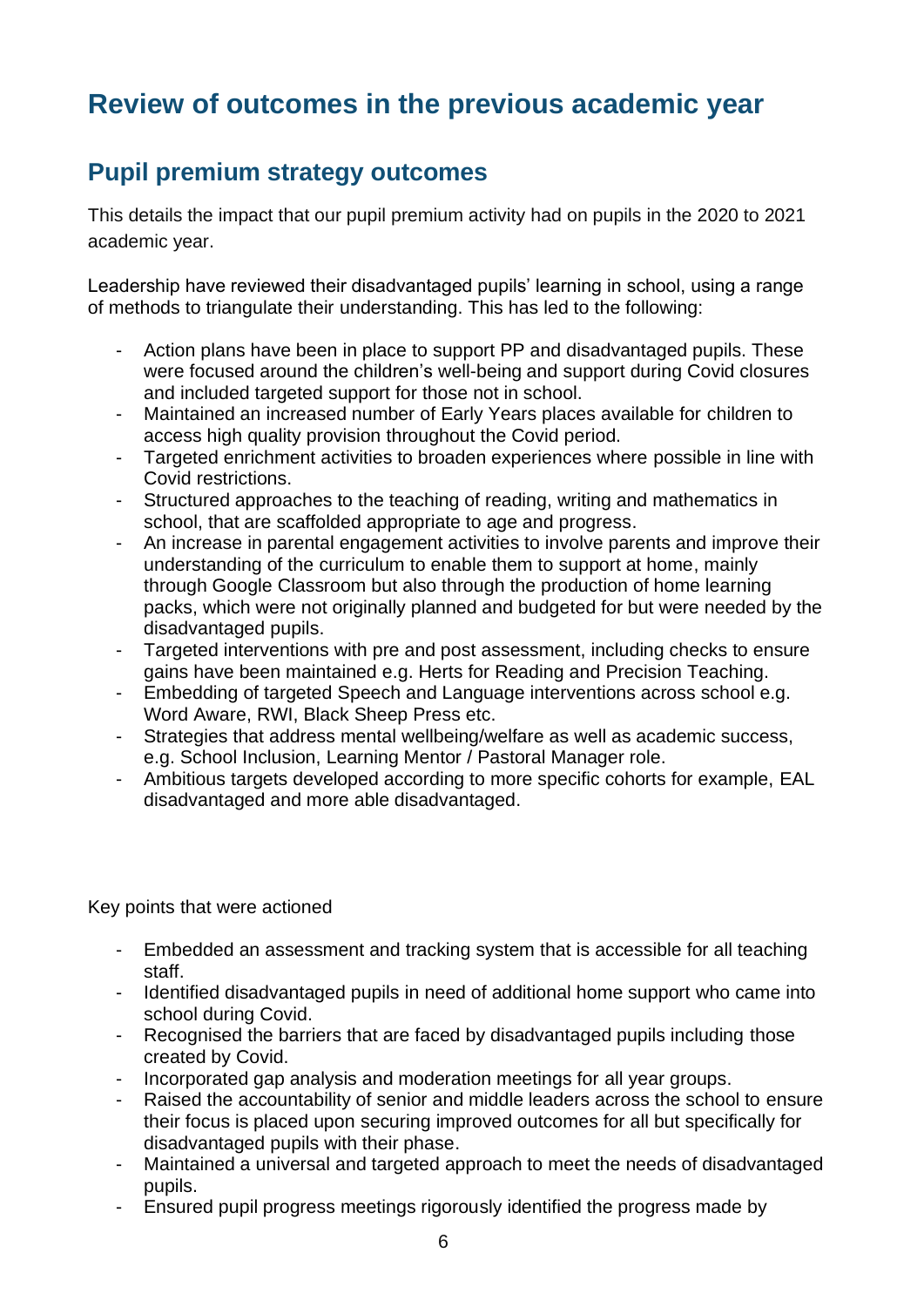# Review of outcomes in the previous academic year

## Pupil premium strategy outcomes

This details the impact that our pupil premium activity had on pupils in the 2020 to 2021 academic year.

Leadership have reviewed their disadvantaged pupils' learning in school, using a range of methods to triangulate their understanding. This has led to the following:

- Action plans have been in place to support PP and disadvantaged pupils. These were focused around the children's well-being and support during Covid closures and included targeted support for those not in school.
- Maintained an increased number of Early Years places available for children to access high quality provision throughout the Covid period.
- Targeted enrichment activities to broaden experiences where possible in line with Covid restrictions.
- Structured approaches to the teaching of reading, writing and mathematics in school, that are scaffolded appropriate to age and progress.
- An increase in parental engagement activities to involve parents and improve their understanding of the curriculum to enable them to support at home, mainly through Google Classroom but also through the production of home learning packs, which were not originally planned and budgeted for but were needed by the disadvantaged pupils.
- Targeted interventions with pre and post assessment, including checks to ensure gains have been maintained e.g. Herts for Reading and Precision Teaching.
- Embedding of targeted Speech and Language interventions across school e.g. Word Aware, RWI, Black Sheep Press etc.
- Strategies that address mental wellbeing/welfare as well as academic success, e.g. School Inclusion, Learning Mentor / Pastoral Manager role.
- Ambitious targets developed according to more specific cohorts for example, EAL disadvantaged and more able disadvantaged.

Key points that were actioned

- Embedded an assessment and tracking system that is accessible for all teaching staff.
- Identified disadvantaged pupils in need of additional home support who came into school during Covid.
- Recognised the barriers that are faced by disadvantaged pupils including those created by Covid.
- Incorporated gap analysis and moderation meetings for all year groups.
- Raised the accountability of senior and middle leaders across the school to ensure their focus is placed upon securing improved outcomes for all but specifically for disadvantaged pupils with their phase.
- Maintained a universal and targeted approach to meet the needs of disadvantaged pupils.
- Ensured pupil progress meetings rigorously identified the progress made by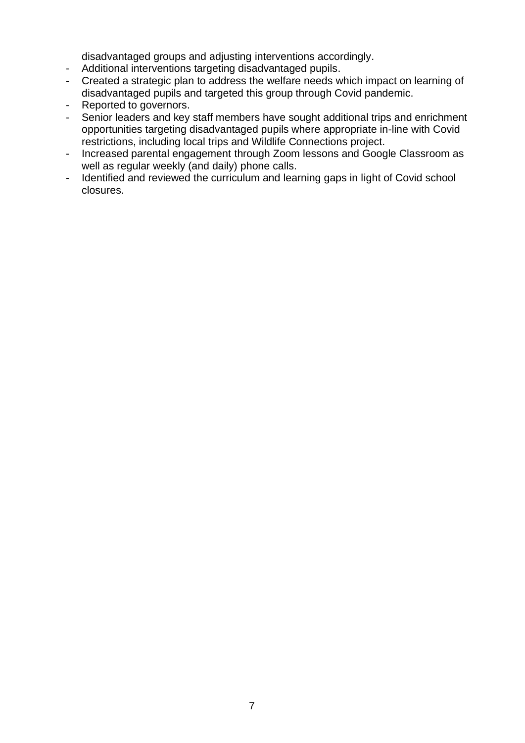disadvantaged groups and adjusting interventions accordingly.

- Additional interventions targeting disadvantaged pupils.
- Created a strategic plan to address the welfare needs which impact on learning of disadvantaged pupils and targeted this group through Covid pandemic.
- Reported to governors.
- Senior leaders and key staff members have sought additional trips and enrichment opportunities targeting disadvantaged pupils where appropriate in-line with Covid restrictions, including local trips and Wildlife Connections project.
- Increased parental engagement through Zoom lessons and Google Classroom as well as regular weekly (and daily) phone calls.
- Identified and reviewed the curriculum and learning gaps in light of Covid school closures.